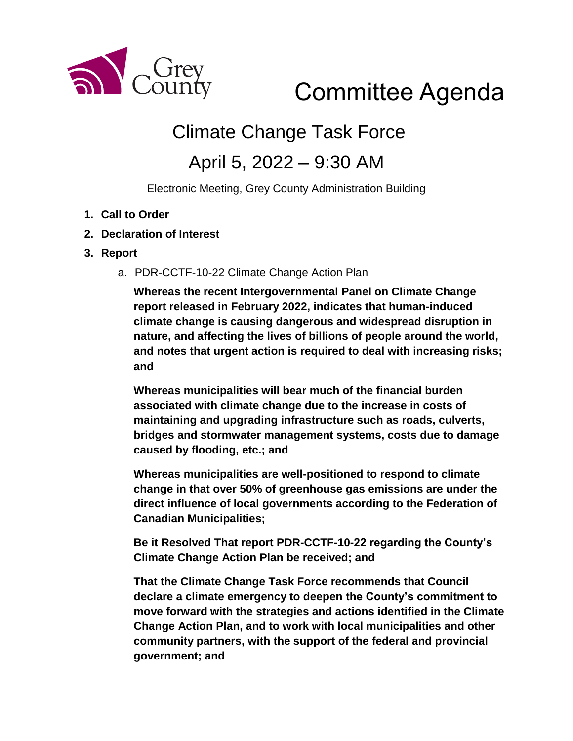Grey County

# Committee Agenda

## Climate Change Task Force

## April 5, 2022 – 9:30 AM

Electronic Meeting, Grey County Administration Building

1. **Call to Order**
2. **Declaration of Interest**
3. **Report**
    a. PDR-CCTF-10-22 Climate Change Action Plan

    **Whereas the recent Intergovernmental Panel on Climate Change report released in February 2022, indicates that human-induced climate change is causing dangerous and widespread disruption in nature, and affecting the lives of billions of people around the world, and notes that urgent action is required to deal with increasing risks; and**

    **Whereas municipalities will bear much of the financial burden associated with climate change due to the increase in costs of maintaining and upgrading infrastructure such as roads, culverts, bridges and stormwater management systems, costs due to damage caused by flooding, etc.; and**

    **Whereas municipalities are well-positioned to respond to climate change in that over 50% of greenhouse gas emissions are under the direct influence of local governments according to the Federation of Canadian Municipalities;**

    **Be it Resolved That report PDR-CCTF-10-22 regarding the County's Climate Change Action Plan be received; and**

    **That the Climate Change Task Force recommends that Council declare a climate emergency to deepen the County's commitment to move forward with the strategies and actions identified in the Climate Change Action Plan, and to work with local municipalities and other community partners, with the support of the federal and provincial government; and**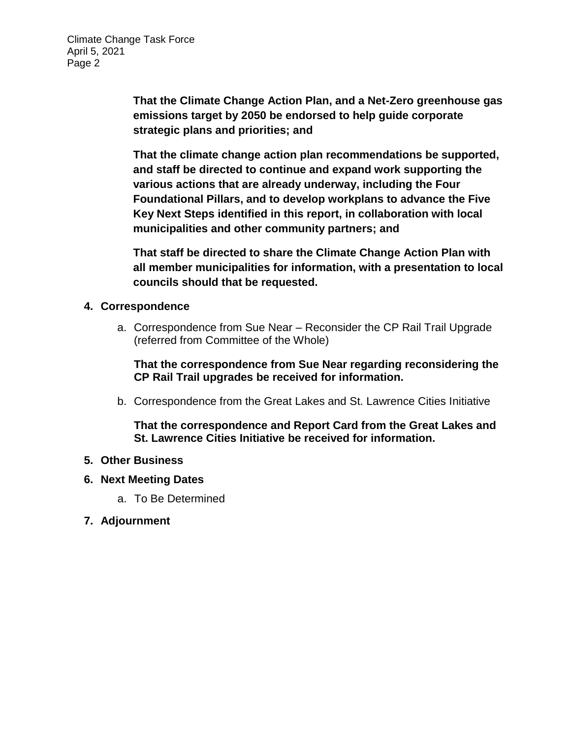**That the Climate Change Action Plan, and a Net-Zero greenhouse gas emissions target by 2050 be endorsed to help guide corporate strategic plans and priorities; and**

**That the climate change action plan recommendations be supported, and staff be directed to continue and expand work supporting the various actions that are already underway, including the Four Foundational Pillars, and to develop workplans to advance the Five Key Next Steps identified in this report, in collaboration with local municipalities and other community partners; and**

**That staff be directed to share the Climate Change Action Plan with all member municipalities for information, with a presentation to local councils should that be requested.**

**4. Correspondence**

a. Correspondence from Sue Near – Reconsider the CP Rail Trail Upgrade (referred from Committee of the Whole)

**That the correspondence from Sue Near regarding reconsidering the CP Rail Trail upgrades be received for information.**

b. Correspondence from the Great Lakes and St. Lawrence Cities Initiative

**That the correspondence and Report Card from the Great Lakes and St. Lawrence Cities Initiative be received for information.**

**5. Other Business**

**6. Next Meeting Dates**

a. To Be Determined

**7. Adjournment**